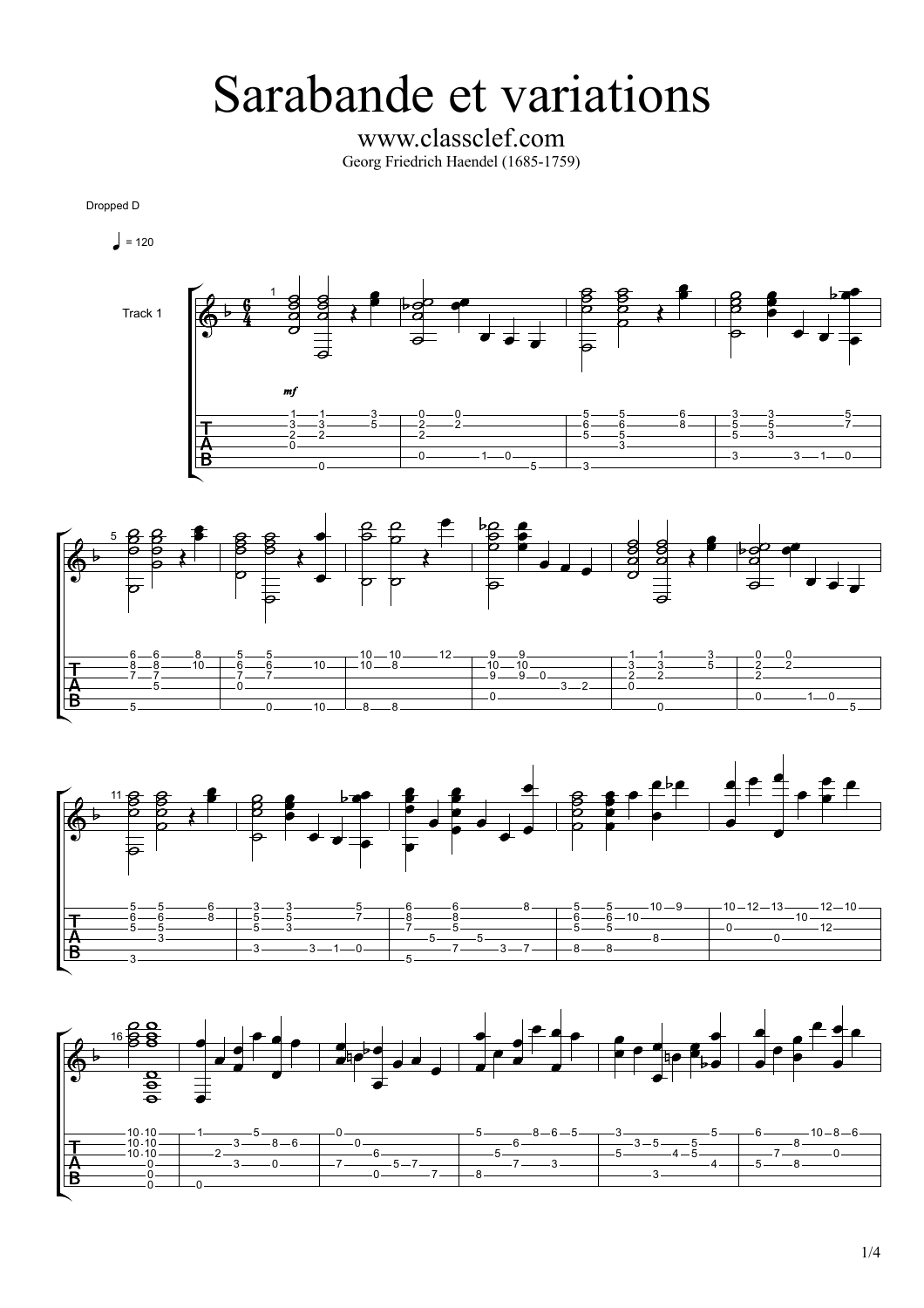# Sarabande et variations

www.classclef.com

Georg Friedrich Haendel (1685-1759)

Dropped D

♩ = 120

Track 1